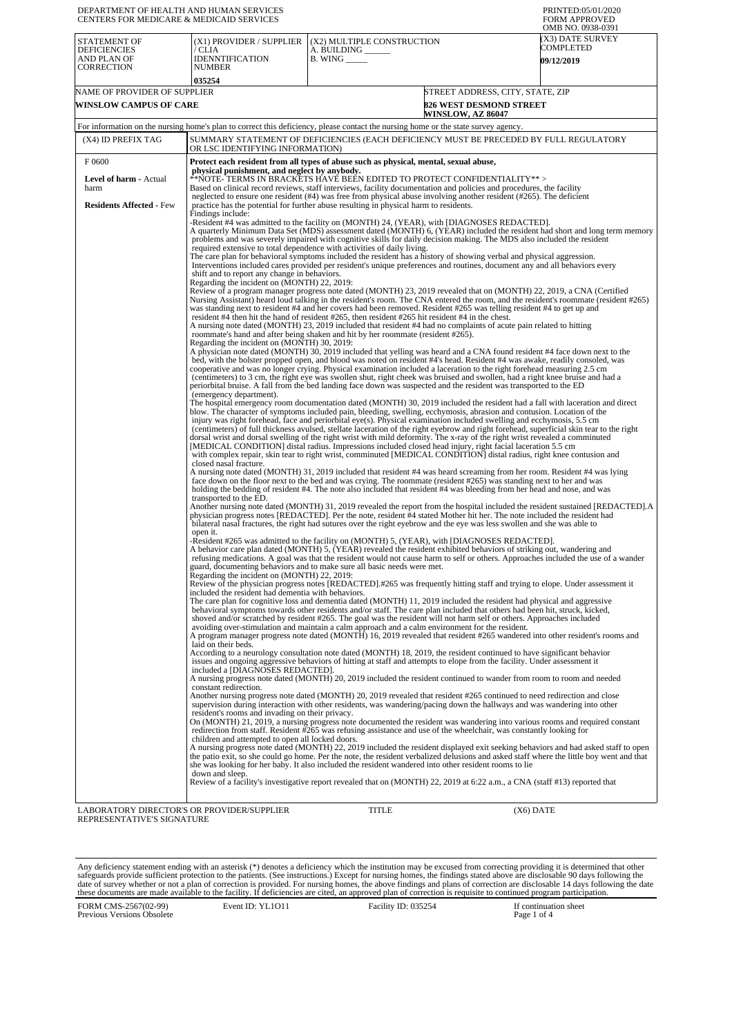DEPARTMENT OF HEALTH AND HUMAN SERVICES
CENTERS FOR MEDICARE & MEDICAID SERVICES

PRINTED:05/01/2020
FORM APPROVED
OMB NO. 0938-0391

| STATEMENT OF DEFICIENCIES AND PLAN OF CORRECTION | (X1) PROVIDER / SUPPLIER / CLIA IDENNTIFICATION NUMBER | (X2) MULTIPLE CONSTRUCTION | (X3) DATE SURVEY COMPLETED |
|---|---|---|---|
| | 035254 | A. BUILDING ______ B. WING _____ | 09/12/2019 |

| NAME OF PROVIDER OF SUPPLIER | STREET ADDRESS, CITY, STATE, ZIP |
|---|---|
| WINSLOW CAMPUS OF CARE | 826 WEST DESMOND STREET WINSLOW, AZ 86047 |

For information on the nursing home's plan to correct this deficiency, please contact the nursing home or the state survey agency.

| (X4) ID PREFIX TAG | SUMMARY STATEMENT OF DEFICIENCIES (EACH DEFICIENCY MUST BE PRECEDED BY FULL REGULATORY OR LSC IDENTIFYING INFORMATION) |
|---|---|
| F 0600<br><br>**Level of harm** - Actual harm<br><br>**Residents Affected** - Few | **Protect each resident from all types of abuse such as physical, mental, sexual abuse, physical punishment, and neglect by anybody.** |

**NOTE- TERMS IN BRACKETS HAVE BEEN EDITED TO PROTECT CONFIDENTIALITY** >
Based on clinical record reviews, staff interviews, facility documentation and policies and procedures, the facility neglected to ensure one resident (#4) was free from physical abuse involving another resident (#265). The deficient practice has the potential for further abuse resulting in physical harm to residents.
Findings include:
-Resident #4 was admitted to the facility on (MONTH) 24, (YEAR), with [DIAGNOSES REDACTED].
A quarterly Minimum Data Set (MDS) assessment dated (MONTH) 6, (YEAR) included the resident had short and long term memory problems and was severely impaired with cognitive skills for daily decision making. The MDS also included the resident required extensive to total dependence with activities of daily living.
The care plan for behavioral symptoms included the resident has a history of showing verbal and physical aggression. Interventions included cares provided per resident's unique preferences and routines, document any and all behaviors every shift and to report any change in behaviors.
Regarding the incident on (MONTH) 22, 2019:
Review of a program manager progress note dated (MONTH) 23, 2019 revealed that on (MONTH) 22, 2019, a CNA (Certified Nursing Assistant) heard loud talking in the resident's room. The CNA entered the room, and the resident's roommate (resident #265) was standing next to resident #4 and her covers had been removed. Resident #265 was telling resident #4 to get up and resident #4 then hit the hand of resident #265, then resident #265 hit resident #4 in the chest.
A nursing note dated (MONTH) 23, 2019 included that resident #4 had no complaints of acute pain related to hitting roommate's hand and after being shaken and hit by her roommate (resident #265).
Regarding the incident on (MONTH) 30, 2019:
A physician note dated (MONTH) 30, 2019 included that yelling was heard and a CNA found resident #4 face down next to the bed, with the bolster propped open, and blood was noted on resident #4's head. Resident #4 was awake, readily consoled, was cooperative and was no longer crying. Physical examination included a laceration to the right forehead measuring 2.5 cm (centimeters) to 3 cm, the right eye was swollen shut, right cheek was bruised and swollen, had a right knee bruise and had a periorbital bruise. A fall from the bed landing face down was suspected and the resident was transported to the ED (emergency department).
The hospital emergency room documentation dated (MONTH) 30, 2019 included the resident had a fall with laceration and direct blow. The character of symptoms included pain, bleeding, swelling, ecchymosis, abrasion and contusion. Location of the injury was right forehead, face and periorbital eye(s). Physical examination included swelling and ecchymosis, 5.5 cm (centimeters) of full thickness avulsed, stellate laceration of the right eyebrow and right forehead, superficial skin tear to the right dorsal wrist and dorsal swelling of the right wrist with mild deformity. The x-ray of the right wrist revealed a comminuted [MEDICAL CONDITION] distal radius. Impressions included closed head injury, right facial laceration 5.5 cm with complex repair, skin tear to right wrist, comminuted [MEDICAL CONDITION] distal radius, right knee contusion and closed nasal fracture.
A nursing note dated (MONTH) 31, 2019 included that resident #4 was heard screaming from her room. Resident #4 was lying face down on the floor next to the bed and was crying. The roommate (resident #265) was standing next to her and was holding the bedding of resident #4. The note also included that resident #4 was bleeding from her head and nose, and was transported to the ED.
Another nursing note dated (MONTH) 31, 2019 revealed the report from the hospital included the resident sustained [REDACTED].A physician progress notes [REDACTED]. Per the note, resident #4 stated Mother hit her. The note included the resident had bilateral nasal fractures, the right had sutures over the right eyebrow and the eye was less swollen and she was able to open it.
-Resident #265 was admitted to the facility on (MONTH) 5, (YEAR), with [DIAGNOSES REDACTED].
A behavior care plan dated (MONTH) 5, (YEAR) revealed the resident exhibited behaviors of striking out, wandering and refusing medications. A goal was that the resident would not cause harm to self or others. Approaches included the use of a wander guard, documenting behaviors and to make sure all basic needs were met.
Regarding the incident on (MONTH) 22, 2019:
Review of the physician progress notes [REDACTED].#265 was frequently hitting staff and trying to elope. Under assessment it included the resident had dementia with behaviors.
The care plan for cognitive loss and dementia dated (MONTH) 11, 2019 included the resident had physical and aggressive behavioral symptoms towards other residents and/or staff. The care plan included that others had been hit, struck, kicked, shoved and/or scratched by resident #265. The goal was the resident will not harm self or others. Approaches included avoiding over-stimulation and maintain a calm approach and a calm environment for the resident.
A program manager progress note dated (MONTH) 16, 2019 revealed that resident #265 wandered into other resident's rooms and laid on their beds.
According to a neurology consultation note dated (MONTH) 18, 2019, the resident continued to have significant behavior issues and ongoing aggressive behaviors of hitting at staff and attempts to elope from the facility. Under assessment it included a [DIAGNOSES REDACTED].
A nursing progress note dated (MONTH) 20, 2019 included the resident continued to wander from room to room and needed constant redirection.
Another nursing progress note dated (MONTH) 20, 2019 revealed that resident #265 continued to need redirection and close supervision during interaction with other residents, was wandering/pacing down the hallways and was wandering into other resident's rooms and invading on their privacy.
On (MONTH) 21, 2019, a nursing progress note documented the resident was wandering into various rooms and required constant redirection from staff. Resident #265 was refusing assistance and use of the wheelchair, was constantly looking for children and attempted to open all locked doors.
A nursing progress note dated (MONTH) 22, 2019 included the resident displayed exit seeking behaviors and had asked staff to open the patio exit, so she could go home. Per the note, the resident verbalized delusions and asked staff where the little boy went and that she was looking for her baby. It also included the resident wandered into other resident rooms to lie down and sleep.
Review of a facility's investigative report revealed that on (MONTH) 22, 2019 at 6:22 a.m., a CNA (staff #13) reported that

| LABORATORY DIRECTOR'S OR PROVIDER/SUPPLIER REPRESENTATIVE'S SIGNATURE | TITLE | (X6) DATE |
|---|---|---|

Any deficiency statement ending with an asterisk (*) denotes a deficiency which the institution may be excused from correcting providing it is determined that other safeguards provide sufficient protection to the patients. (See instructions.) Except for nursing homes, the findings stated above are disclosable 90 days following the date of survey whether or not a plan of correction is provided. For nursing homes, the above findings and plans of correction are disclosable 14 days following the date these documents are made available to the facility. If deficiencies are cited, an approved plan of correction is requisite to continued program participation.

FORM CMS-2567(02-99) Previous Versions Obsolete | Event ID: YL1O11 | Facility ID: 035254 | If continuation sheet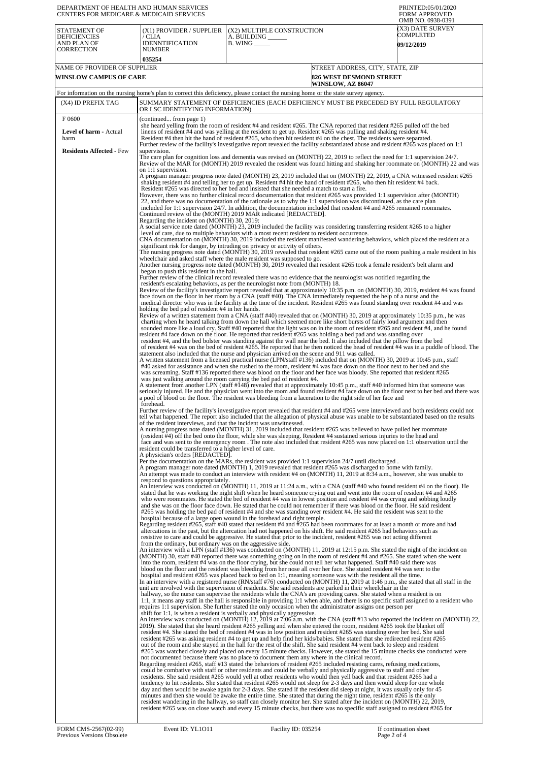DEPARTMENT OF HEALTH AND HUMAN SERVICES
CENTERS FOR MEDICARE & MEDICAID SERVICES

PRINTED:05/01/2020
FORM APPROVED
OMB NO. 0938-0391

| STATEMENT OF DEFICIENCIES AND PLAN OF CORRECTION | (X1) PROVIDER / SUPPLIER / CLIA IDENNTIFICATION NUMBER | (X2) MULTIPLE CONSTRUCTION A. BUILDING ______ B. WING _____ | (X3) DATE SURVEY COMPLETED |
|---|---|---|---|
| | 035254 | | 09/12/2019 |

| NAME OF PROVIDER OF SUPPLIER | STREET ADDRESS, CITY, STATE, ZIP |
|---|---|
| WINSLOW CAMPUS OF CARE | 826 WEST DESMOND STREET WINSLOW, AZ 86047 |

For information on the nursing home's plan to correct this deficiency, please contact the nursing home or the state survey agency.

| (X4) ID PREFIX TAG | SUMMARY STATEMENT OF DEFICIENCIES (EACH DEFICIENCY MUST BE PRECEDED BY FULL REGULATORY OR LSC IDENTIFYING INFORMATION) |
|---|---|
| F 0600 **Level of harm** - Actual harm **Residents Affected** - Few | (continued... from page 1) she heard yelling from the room of resident #4 and resident #265. The CNA reported that resident #265 pulled off the bed linens of resident #4 and was yelling at the resident to get up. Resident #265 was pulling and shaking resident #4. Resident #4 then hit the hand of resident #265, who then hit resident #4 on the chest. The residents were separated. Further review of the facility's investigative report revealed the facility substantiated abuse and resident #265 was placed on 1:1 supervision. The care plan for cognition loss and dementia was revised on (MONTH) 22, 2019 to reflect the need for 1:1 supervision 24/7. Review of the MAR for (MONTH) 2019 revealed the resident was found hitting and shaking her roommate on (MONTH) 22 and was on 1:1 supervision. A program manager progress note dated (MONTH) 23, 2019 included that on (MONTH) 22, 2019, a CNA witnessed resident #265 shaking resident #4 and telling her to get up. Resident #4 hit the hand of resident #265, who then hit resident #4 back. Resident #265 was directed to her bed and insisted that she needed a match to start a fire. However, there was no further clinical record documentation that resident #265 was provided 1:1 supervision after (MONTH) 22, and there was no documentation of the rationale as to why the 1:1 supervision was discontinued, as the care plan included for 1:1 supervision 24/7. In addition, the documentation included that resident #4 and #265 remained roommates. Continued review of the (MONTH) 2019 MAR indicated [REDACTED]. Regarding the incident on (MONTH) 30, 2019: A social service note dated (MONTH) 23, 2019 included the facility was considering transferring resident #265 to a higher level of care, due to multiple behaviors with a most recent resident to resident occurrence. CNA documentation on (MONTH) 30, 2019 included the resident manifested wandering behaviors, which placed the resident at a significant risk for danger, by intruding on privacy or activity of others. The nursing progress note dated (MONTH) 30, 2019 revealed that resident #265 came out of the room pushing a male resident in his wheelchair and asked staff where the male resident was supposed to go. Another nursing progress note dated (MONTH) 30, 2019 revealed that resident #265 took a female resident's belt alarm and began to push this resident in the hall. Further review of the clinical record revealed there was no evidence that the neurologist was notified regarding the resident's escalating behaviors, as per the neurologist note from (MONTH) 18. Review of the facility's investigative report revealed that at approximately 10:35 p.m. on (MONTH) 30, 2019, resident #4 was found face down on the floor in her room by a CNA (staff #40). The CNA immediately requested the help of a nurse and the medical director who was in the facility at the time of the incident. Resident #265 was found standing over resident #4 and was holding the bed pad of resident #4 in her hands. Review of a written statement from a CNA (staff #40) revealed that on (MONTH) 30, 2019 at approximately 10:35 p.m., he was charting when he heard talking from down the hall which seemed more like short bursts of fairly loud argument and then sounded more like a loud cry. Staff #40 reported that the light was on in the room of resident #265 and resident #4, and he found resident #4 face down on the floor. He reported that resident #265 was holding a bed pad and was standing over resident #4, and the bed bolster was standing against the wall near the bed. It also included that the pillow from the bed of resident #4 was on the bed of resident #265. He reported that he then noticed the head of resident #4 was in a puddle of blood. The statement also included that the nurse and physician arrived on the scene and 911 was called. A written statement from a licensed practical nurse (LPN/staff #136) included that on (MONTH) 30, 2019 at 10:45 p.m., staff #40 asked for assistance and when she rushed to the room, resident #4 was face down on the floor next to her bed and she was screaming. Staff #136 reported there was blood on the floor and her face was bloody. She reported that resident #265 was just walking around the room carrying the bed pad of resident #4. A statement from another LPN (staff #148) revealed that at approximately 10:45 p.m., staff #40 informed him that someone was seriously injured. He and the physician went into the room and found resident #4 face down on the floor next to her bed and there was a pool of blood on the floor. The resident was bleeding from a laceration to the right side of her face and forehead. Further review of the facility's investigative report revealed that resident #4 and #265 were interviewed and both residents could not tell what happened. The report also included that the allegation of physical abuse was unable to be substantiated based on the results of the resident interviews, and that the incident was unwitnessed. A nursing progress note dated (MONTH) 31, 2019 included that resident #265 was believed to have pulled her roommate (resident #4) off the bed onto the floor, while she was sleeping. Resident #4 sustained serious injuries to the head and face and was sent to the emergency room . The note also included that resident #265 was now placed on 1:1 observation until the resident could be transferred to a higher level of care. A physician's orders [REDACTED]. Per the documentation on the MARs, the resident was provided 1:1 supervision 24/7 until discharged . A program manager note dated (MONTH) 1, 2019 revealed that resident #265 was discharged to home with family. An attempt was made to conduct an interview with resident #4 on (MONTH) 11, 2019 at 8:34 a.m., however, she was unable to respond to questions appropriately. An interview was conducted on (MONTH) 11, 2019 at 11:24 a.m., with a CNA (staff #40 who found resident #4 on the floor). He stated that he was working the night shift when he heard someone crying out and went into the room of resident #4 and #265 who were roommates. He stated the bed of resident #4 was in lowest position and resident #4 was crying and sobbing loudly and she was on the floor face down. He stated that he could not remember if there was blood on the floor. He said resident #265 was holding the bed pad of resident #4 and she was standing over resident #4. He said the resident was sent to the hospital because of a large open wound in the forehead and right temple. Regarding resident #265, staff #40 stated that resident #4 and #265 had been roommates for at least a month or more and had altercations in the past, but the altercation had not happened on his shift. He said resident #265 had behaviors such as resistive to care and could be aggressive. He stated that prior to the incident, resident #265 was not acting different from the ordinary, but ordinary was on the aggressive side. An interview with a LPN (staff #136) was conducted on (MONTH) 11, 2019 at 12:15 p.m. She stated the night of the incident on (MONTH) 30, staff #40 reported there was something going on in the room of resident #4 and #265. She stated when she went into the room, resident #4 was on the floor crying, but she could not tell her what happened. Staff #40 said there was blood on the floor and the resident was bleeding from her nose all over her face. She stated resident #4 was sent to the hospital and resident #265 was placed back to bed on 1:1, meaning someone was with the resident all the time. In an interview with a registered nurse (RN/staff #76) conducted on (MONTH) 11, 2019 at 1:46 p.m., she stated that all staff in the unit are involved with the supervision of residents. She said residents are parked in their wheelchair in the hallway, so the nurse can supervise the residents while the CNA's are providing cares. She stated when a resident is on 1:1, it means any staff in the hall is responsible in providing 1:1 when able, and there is no specific staff assigned to a resident who requires 1:1 supervision. She further stated the only occasion when the administrator assigns one person per shift for 1:1, is when a resident is verbally and physically aggressive. An interview was conducted on (MONTH) 12, 2019 at 7:06 a.m. with the CNA (staff #13 who reported the incident on (MONTH) 22, 2019). She stated that she heard resident #265 yelling and when she entered the room, resident #265 took the blanket off resident #4. She stated the bed of resident #4 was in low position and resident #265 was standing over her bed. She said resident #265 was asking resident #4 to get up and help find her kids/babies. She stated that she redirected resident #265 out of the room and she stayed in the hall for the rest of the shift. She said resident #4 went back to sleep and resident #265 was watched closely and placed on every 15 minute checks. However, she stated the 15 minute checks she conducted were not documented because there was no place to document them anywhere in the clinical record. Regarding resident #265, staff #13 stated the behaviors of resident #265 included resisting cares, refusing medications, could be combative with staff or other residents and could be verbally and physically aggressive to staff and other residents. She said resident #265 would yell at other residents who would then yell back and that resident #265 had a tendency to hit residents. She stated that resident #265 would not sleep for 2-3 days and then would sleep for one whole day and then would be awake again for 2-3 days. She stated if the resident did sleep at night, it was usually only for 45 minutes and then she would be awake the entire time. She stated that during the night time, resident #265 is the only resident wandering in the hallway, so staff can closely monitor her. She stated after the incident on (MONTH) 22, 2019, resident #265 was on close watch and every 15 minute checks, but there was no specific staff assigned to resident #265 for |

FORM CMS-2567(02-99) Previous Versions Obsolete | Event ID: YL1O11 | Facility ID: 035254 | If continuation sheet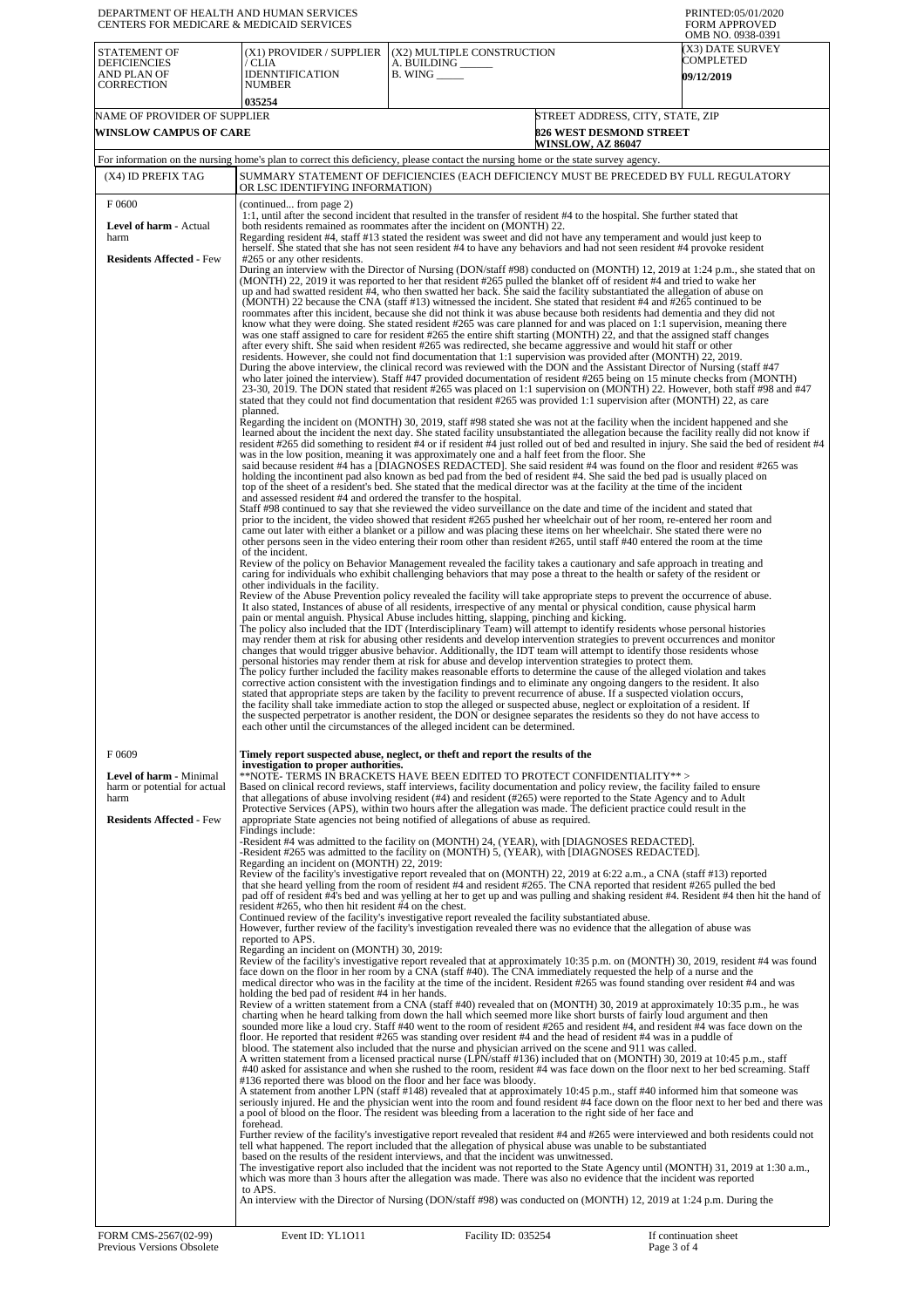DEPARTMENT OF HEALTH AND HUMAN SERVICES
CENTERS FOR MEDICARE & MEDICAID SERVICES

PRINTED:05/01/2020
FORM APPROVED
OMB NO. 0938-0391

| STATEMENT OF DEFICIENCIES AND PLAN OF CORRECTION | (X1) PROVIDER / SUPPLIER / CLIA IDENNTIFICATION NUMBER | (X2) MULTIPLE CONSTRUCTION A. BUILDING ______ B. WING _____ | (X3) DATE SURVEY COMPLETED |
|---|---|---|---|
| | 035254 | | 09/12/2019 |

| NAME OF PROVIDER OF SUPPLIER | STREET ADDRESS, CITY, STATE, ZIP |
|---|---|
| WINSLOW CAMPUS OF CARE | 826 WEST DESMOND STREET WINSLOW, AZ 86047 |

For information on the nursing home's plan to correct this deficiency, please contact the nursing home or the state survey agency.

| (X4) ID PREFIX TAG | SUMMARY STATEMENT OF DEFICIENCIES (EACH DEFICIENCY MUST BE PRECEDED BY FULL REGULATORY OR LSC IDENTIFYING INFORMATION) |
|---|---|
| F 0600<br><br>**Level of harm** - Actual harm<br><br>**Residents Affected** - Few | (continued... from page 2)<br>1:1, until after the second incident that resulted in the transfer of resident #4 to the hospital. She further stated that both residents remained as roommates after the incident on (MONTH) 22.<br>Regarding resident #4, staff #13 stated the resident was sweet and did not have any temperament and would just keep to herself. She stated that she has not seen resident #4 to have any behaviors and had not seen resident #4 provoke resident #265 or any other residents.<br>During an interview with the Director of Nursing (DON/staff #98) conducted on (MONTH) 12, 2019 at 1:24 p.m., she stated that on (MONTH) 22, 2019 it was reported to her that resident #265 pulled the blanket off of resident #4 and tried to wake her up and had swatted resident #4, who then swatted her back. She said the facility substantiated the allegation of abuse on (MONTH) 22 because the CNA (staff #13) witnessed the incident. She stated that resident #4 and #265 continued to be roommates after this incident, because she did not think it was abuse because both residents had dementia and they did not know what they were doing. She stated resident #265 was care planned for and was placed on 1:1 supervision, meaning there was one staff assigned to care for resident #265 the entire shift starting (MONTH) 22, and that the assigned staff changes after every shift. She said when resident #265 was redirected, she became aggressive and would hit staff or other residents. However, she could not find documentation that 1:1 supervision was provided after (MONTH) 22, 2019.<br>During the above interview, the clinical record was reviewed with the DON and the Assistant Director of Nursing (staff #47 who later joined the interview). Staff #47 provided documentation of resident #265 being on 15 minute checks from (MONTH) 23-30, 2019. The DON stated that resident #265 was placed on 1:1 supervision on (MONTH) 22. However, both staff #98 and #47 stated that they could not find documentation that resident #265 was provided 1:1 supervision after (MONTH) 22, as care planned.<br>Regarding the incident on (MONTH) 30, 2019, staff #98 stated she was not at the facility when the incident happened and she learned about the incident the next day. She stated facility unsubstantiated the allegation because the facility really did not know if resident #265 did something to resident #4 or if resident #4 just rolled out of bed and resulted in injury. She said the bed of resident #4 was in the low position, meaning it was approximately one and a half feet from the floor. She said because resident #4 has a [DIAGNOSES REDACTED]. She said resident #4 was found on the floor and resident #265 was holding the incontinent pad also known as bed pad from the bed of resident #4. She said the bed pad is usually placed on top of the sheet of a resident's bed. She stated that the medical director was at the facility at the time of the incident and assessed resident #4 and ordered the transfer to the hospital.<br>Staff #98 continued to say that she reviewed the video surveillance on the date and time of the incident and stated that prior to the incident, the video showed that resident #265 pushed her wheelchair out of her room, re-entered her room and came out later with either a blanket or a pillow and was placing these items on her wheelchair. She stated there were no other persons seen in the video entering their room other than resident #265, until staff #40 entered the room at the time of the incident.<br>Review of the policy on Behavior Management revealed the facility takes a cautionary and safe approach in treating and caring for individuals who exhibit challenging behaviors that may pose a threat to the health or safety of the resident or other individuals in the facility.<br>Review of the Abuse Prevention policy revealed the facility will take appropriate steps to prevent the occurrence of abuse. It also stated, Instances of abuse of all residents, irrespective of any mental or physical condition, cause physical harm pain or mental anguish. Physical Abuse includes hitting, slapping, pinching and kicking.<br>The policy also included that the IDT (Interdisciplinary Team) will attempt to identify residents whose personal histories may render them at risk for abusing other residents and develop intervention strategies to prevent occurrences and monitor changes that would trigger abusive behavior. Additionally, the IDT team will attempt to identify those residents whose personal histories may render them at risk for abuse and develop intervention strategies to protect them.<br>The policy further included the facility makes reasonable efforts to determine the cause of the alleged violation and takes corrective action consistent with the investigation findings and to eliminate any ongoing dangers to the resident. It also stated that appropriate steps are taken by the facility to prevent recurrence of abuse. If a suspected violation occurs, the facility shall take immediate action to stop the alleged or suspected abuse, neglect or exploitation of a resident. If the suspected perpetrator is another resident, the DON or designee separates the residents so they do not have access to each other until the circumstances of the alleged incident can be determined. |
| F 0609<br><br>**Level of harm** - Minimal harm or potential for actual harm<br><br>**Residents Affected** - Few | **Timely report suspected abuse, neglect, or theft and report the results of the investigation to proper authorities.**<br>**NOTE- TERMS IN BRACKETS HAVE BEEN EDITED TO PROTECT CONFIDENTIALITY** ><br>Based on clinical record reviews, staff interviews, facility documentation and policy review, the facility failed to ensure that allegations of abuse involving resident (#4) and resident (#265) were reported to the State Agency and to Adult Protective Services (APS), within two hours after the allegation was made. The deficient practice could result in the appropriate State agencies not being notified of allegations of abuse as required.<br>Findings include:<br>-Resident #4 was admitted to the facility on (MONTH) 24, (YEAR), with [DIAGNOSES REDACTED].<br>-Resident #265 was admitted to the facility on (MONTH) 5, (YEAR), with [DIAGNOSES REDACTED].<br>Regarding an incident on (MONTH) 22, 2019:<br>Review of the facility's investigative report revealed that on (MONTH) 22, 2019 at 6:22 a.m., a CNA (staff #13) reported that she heard yelling from the room of resident #4 and resident #265. The CNA reported that resident #265 pulled the bed pad off of resident #4's bed and was yelling at her to get up and was pulling and shaking resident #4. Resident #4 then hit the hand of resident #265, who then hit resident #4 on the chest.<br>Continued review of the facility's investigative report revealed the facility substantiated abuse.<br>However, further review of the facility's investigation revealed there was no evidence that the allegation of abuse was reported to APS.<br>Regarding an incident on (MONTH) 30, 2019:<br>Review of the facility's investigative report revealed that at approximately 10:35 p.m. on (MONTH) 30, 2019, resident #4 was found face down on the floor in her room by a CNA (staff #40). The CNA immediately requested the help of a nurse and the medical director who was in the facility at the time of the incident. Resident #265 was found standing over resident #4 and was holding the bed pad of resident #4 in her hands.<br>Review of a written statement from a CNA (staff #40) revealed that on (MONTH) 30, 2019 at approximately 10:35 p.m., he was charting when he heard talking from down the hall which seemed more like short bursts of fairly loud argument and then sounded more like a loud cry. Staff #40 went to the room of resident #265 and resident #4, and resident #4 was face down on the floor. He reported that resident #265 was standing over resident #4 and the head of resident #4 was in a puddle of blood. The statement also included that the nurse and physician arrived on the scene and 911 was called.<br>A written statement from a licensed practical nurse (LPN/staff #136) included that on (MONTH) 30, 2019 at 10:45 p.m., staff #40 asked for assistance and when she rushed to the room, resident #4 was face down on the floor next to her bed screaming. Staff #136 reported there was blood on the floor and her face was bloody.<br>A statement from another LPN (staff #148) revealed that at approximately 10:45 p.m., staff #40 informed him that someone was seriously injured. He and the physician went into the room and found resident #4 face down on the floor next to her bed and there was a pool of blood on the floor. The resident was bleeding from a laceration to the right side of her face and forehead.<br>Further review of the facility's investigative report revealed that resident #4 and #265 were interviewed and both residents could not tell what happened. The report included that the allegation of physical abuse was unable to be substantiated based on the results of the resident interviews, and that the incident was unwitnessed.<br>The investigative report also included that the incident was not reported to the State Agency until (MONTH) 31, 2019 at 1:30 a.m., which was more than 3 hours after the allegation was made. There was also no evidence that the incident was reported to APS.<br>An interview with the Director of Nursing (DON/staff #98) was conducted on (MONTH) 12, 2019 at 1:24 p.m. During the |

FORM CMS-2567(02-99) Previous Versions Obsolete | Event ID: YL1O11 | Facility ID: 035254 | If continuation sheet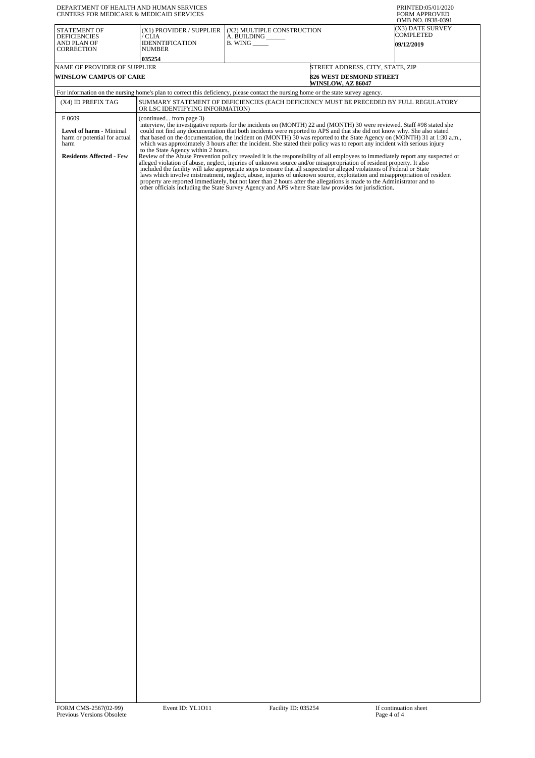DEPARTMENT OF HEALTH AND HUMAN SERVICES
CENTERS FOR MEDICARE & MEDICAID SERVICES

PRINTED:05/01/2020
FORM APPROVED
OMB NO. 0938-0391

| STATEMENT OF DEFICIENCIES AND PLAN OF CORRECTION | (X1) PROVIDER / SUPPLIER / CLIA IDENNTIFICATION NUMBER | (X2) MULTIPLE CONSTRUCTION | (X3) DATE SURVEY COMPLETED |
|---|---|---|---|
| | 035254 | A. BUILDING ______ B. WING _____ | 09/12/2019 |

| NAME OF PROVIDER OF SUPPLIER | STREET ADDRESS, CITY, STATE, ZIP |
|---|---|
| WINSLOW CAMPUS OF CARE | 826 WEST DESMOND STREET WINSLOW, AZ 86047 |

For information on the nursing home's plan to correct this deficiency, please contact the nursing home or the state survey agency.

| (X4) ID PREFIX TAG | SUMMARY STATEMENT OF DEFICIENCIES (EACH DEFICIENCY MUST BE PRECEDED BY FULL REGULATORY OR LSC IDENTIFYING INFORMATION) |
|---|---|
| F 0609<br><br>**Level of harm** - Minimal harm or potential for actual harm<br><br>**Residents Affected** - Few | (continued... from page 3)<br>interview, the investigative reports for the incidents on (MONTH) 22 and (MONTH) 30 were reviewed. Staff #98 stated she could not find any documentation that both incidents were reported to APS and that she did not know why. She also stated that based on the documentation, the incident on (MONTH) 30 was reported to the State Agency on (MONTH) 31 at 1:30 a.m., which was approximately 3 hours after the incident. She stated their policy was to report any incident with serious injury to the State Agency within 2 hours.<br>Review of the Abuse Prevention policy revealed it is the responsibility of all employees to immediately report any suspected or alleged violation of abuse, neglect, injuries of unknown source and/or misappropriation of resident property. It also included the facility will take appropriate steps to ensure that all suspected or alleged violations of Federal or State laws which involve mistreatment, neglect, abuse, injuries of unknown source, exploitation and misappropriation of resident property are reported immediately, but not later than 2 hours after the allegations is made to the Administrator and to other officials including the State Survey Agency and APS where State law provides for jurisdiction. |

FORM CMS-2567(02-99) Previous Versions Obsolete | Event ID: YL1O11 | Facility ID: 035254 | If continuation sheet